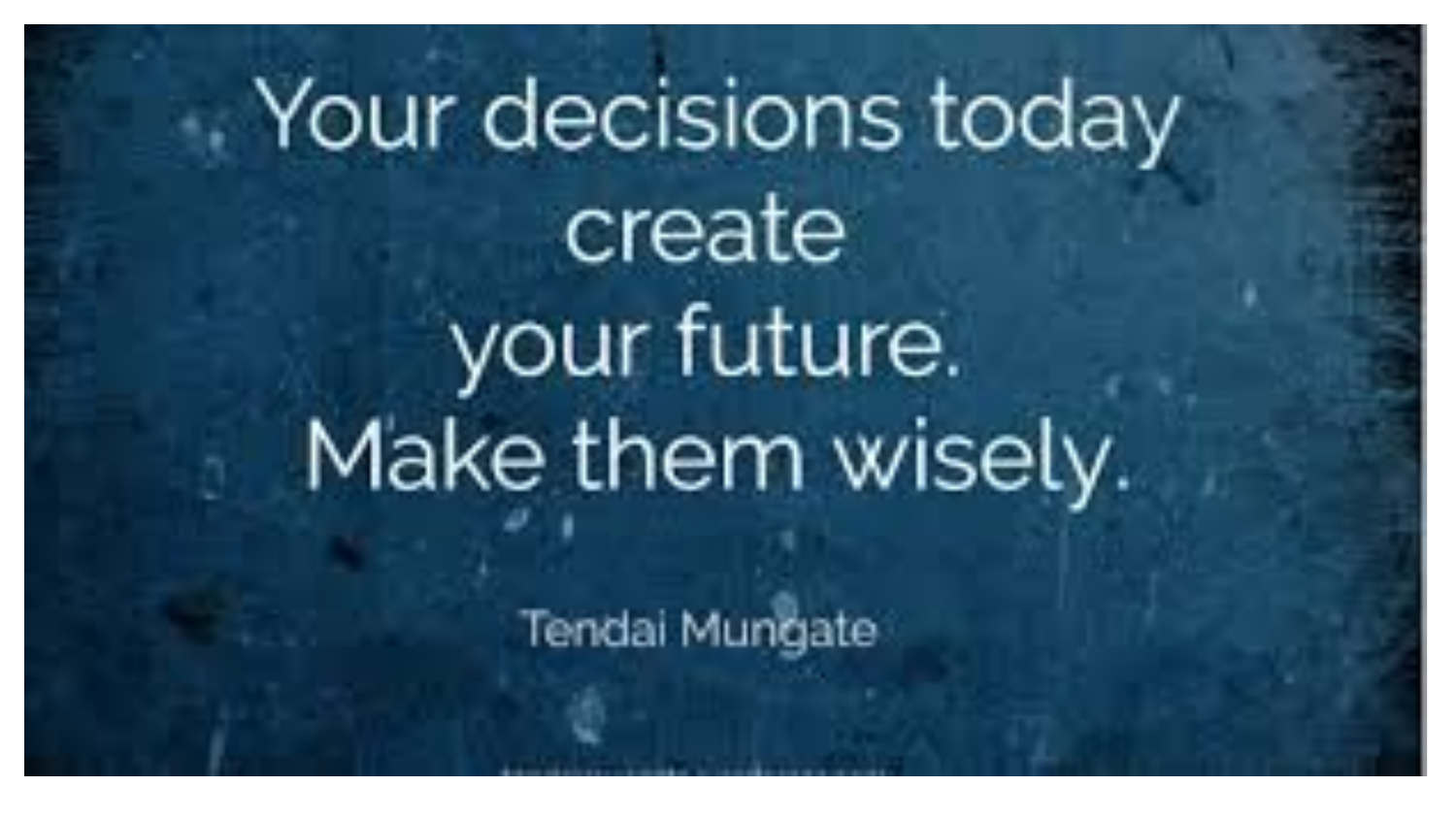Your decisions today create your future. Make them wisely.

Tendai Mungate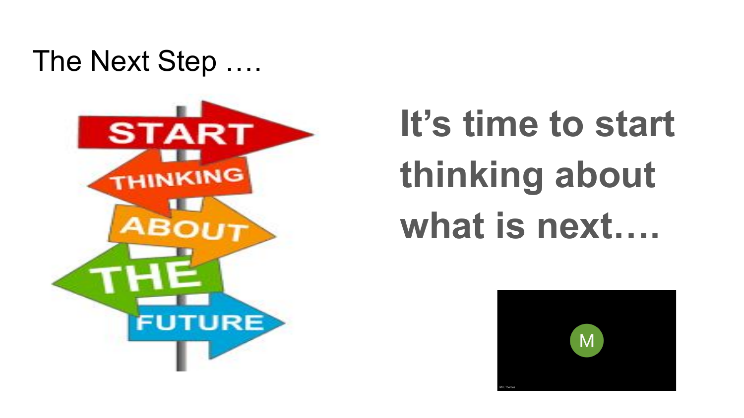# The Next Step ….

## It's time to start thinking about what is next….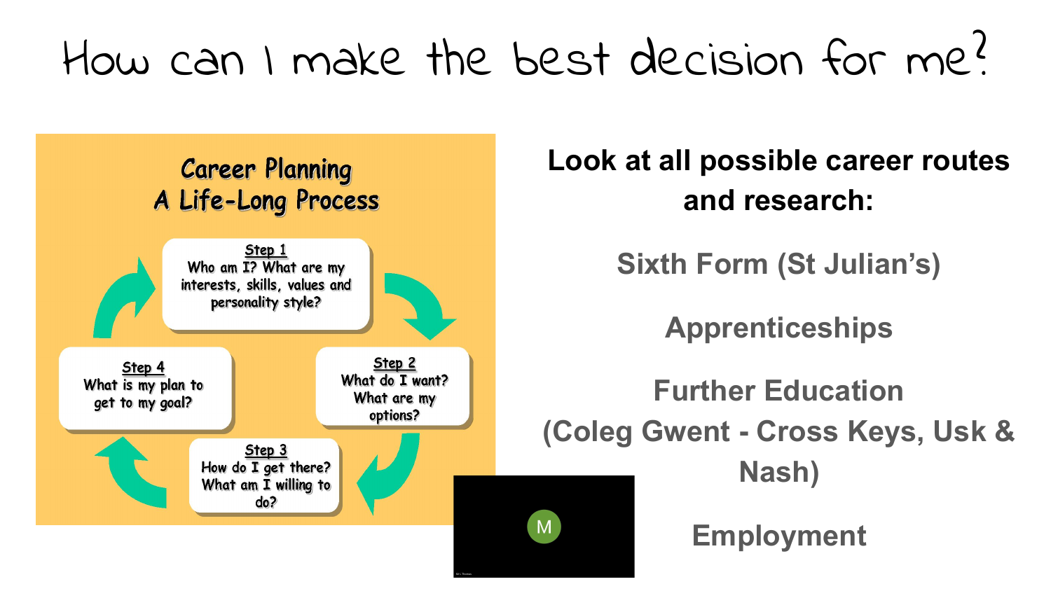# How can I make the best decision for me?

## Career Planning
## A Life-Long Process

**Step 1**
Who am I? What are my interests, skills, values and personality style?

**Step 2**
What do I want? What are my options?

**Step 3**
How do I get there? What am I willing to do?

**Step 4**
What is my plan to get to my goal?

**Look at all possible career routes and research:**

Sixth Form (St Julian's)

Apprenticeships

Further Education
(Coleg Gwent - Cross Keys, Usk & Nash)

Employment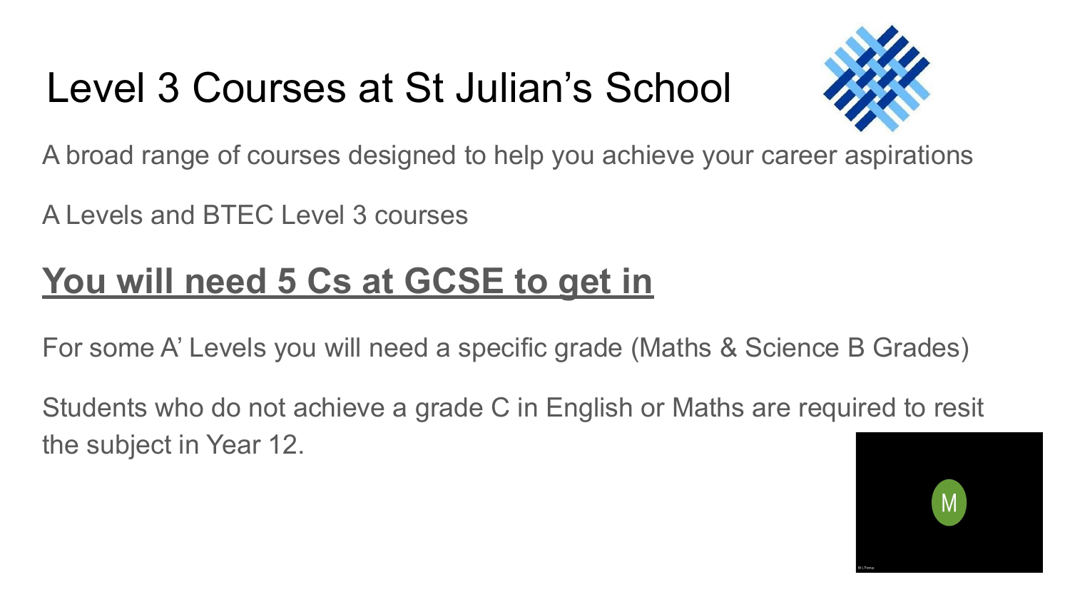# Level 3 Courses at St Julian's School

A broad range of courses designed to help you achieve your career aspirations

A Levels and BTEC Level 3 courses

## **<u>You will need 5 Cs at GCSE to get in</u>**

For some A' Levels you will need a specific grade (Maths & Science B Grades)

Students who do not achieve a grade C in English or Maths are required to resit the subject in Year 12.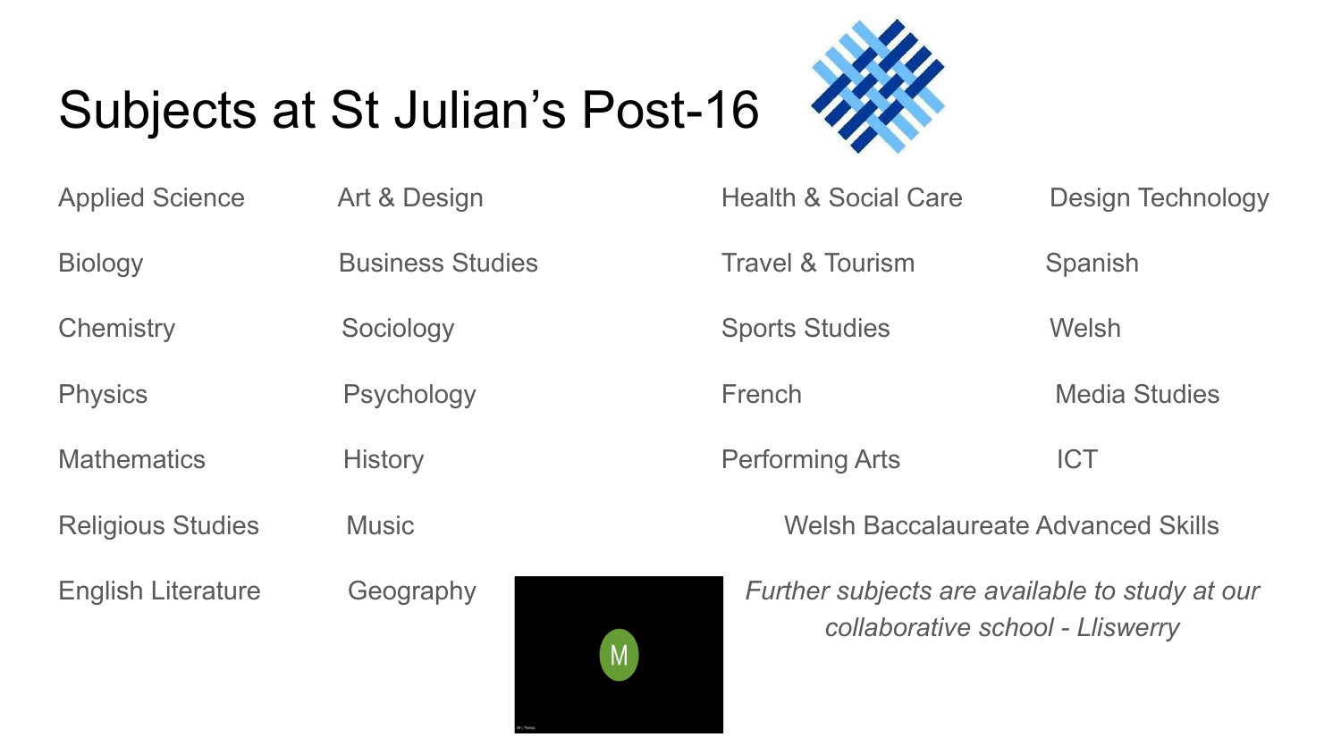# Subjects at St Julian's Post-16

| | | | |
|---|---|---|---|
| Applied Science | Art & Design | Health & Social Care | Design Technology |
| Biology | Business Studies | Travel & Tourism | Spanish |
| Chemistry | Sociology | Sports Studies | Welsh |
| Physics | Psychology | French | Media Studies |
| Mathematics | History | Performing Arts | ICT |
| Religious Studies | Music | Welsh Baccalaureate Advanced Skills | |
| English Literature | Geography | | |

*Further subjects are available to study at our collaborative school - Lliswerry*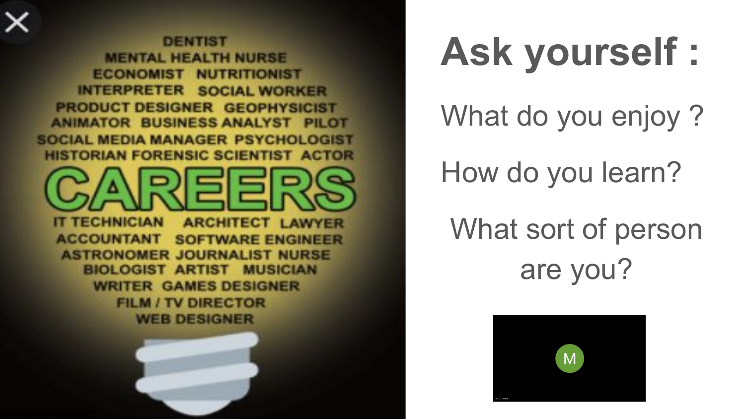DENTIST
MENTAL HEALTH NURSE
ECONOMIST NUTRITIONIST
INTERPRETER SOCIAL WORKER
PRODUCT DESIGNER GEOPHYSICIST
ANIMATOR BUSINESS ANALYST PILOT
SOCIAL MEDIA MANAGER PSYCHOLOGIST
HISTORIAN FORENSIC SCIENTIST ACTOR

CAREERS

IT TECHNICIAN ARCHITECT LAWYER
ACCOUNTANT SOFTWARE ENGINEER
ASTRONOMER JOURNALIST NURSE
BIOLOGIST ARTIST MUSICIAN
WRITER GAMES DESIGNER
FILM / TV DIRECTOR
WEB DESIGNER

# Ask yourself :

What do you enjoy ?

How do you learn?

What sort of person are you?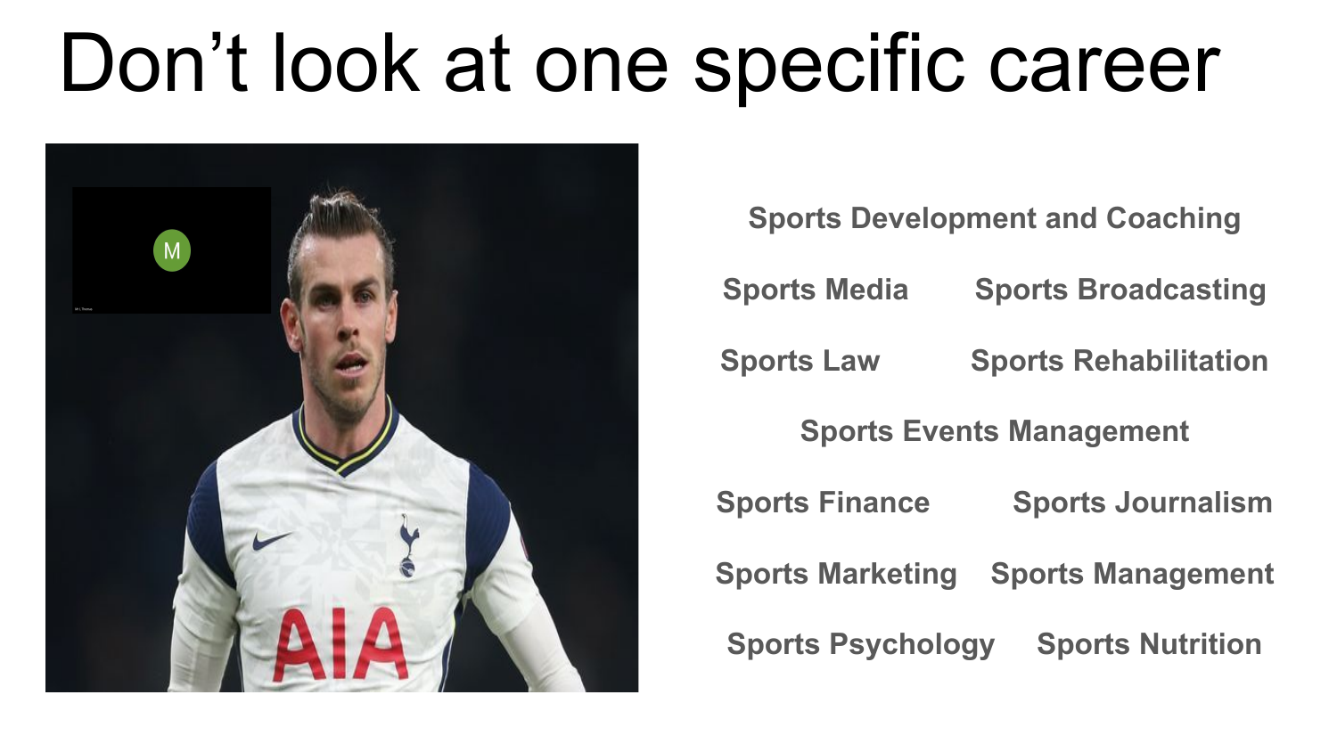# Don’t look at one specific career

Sports Development and Coaching

Sports Media

Sports Broadcasting

Sports Law

Sports Rehabilitation

Sports Events Management

Sports Finance

Sports Journalism

Sports Marketing

Sports Management

Sports Psychology

Sports Nutrition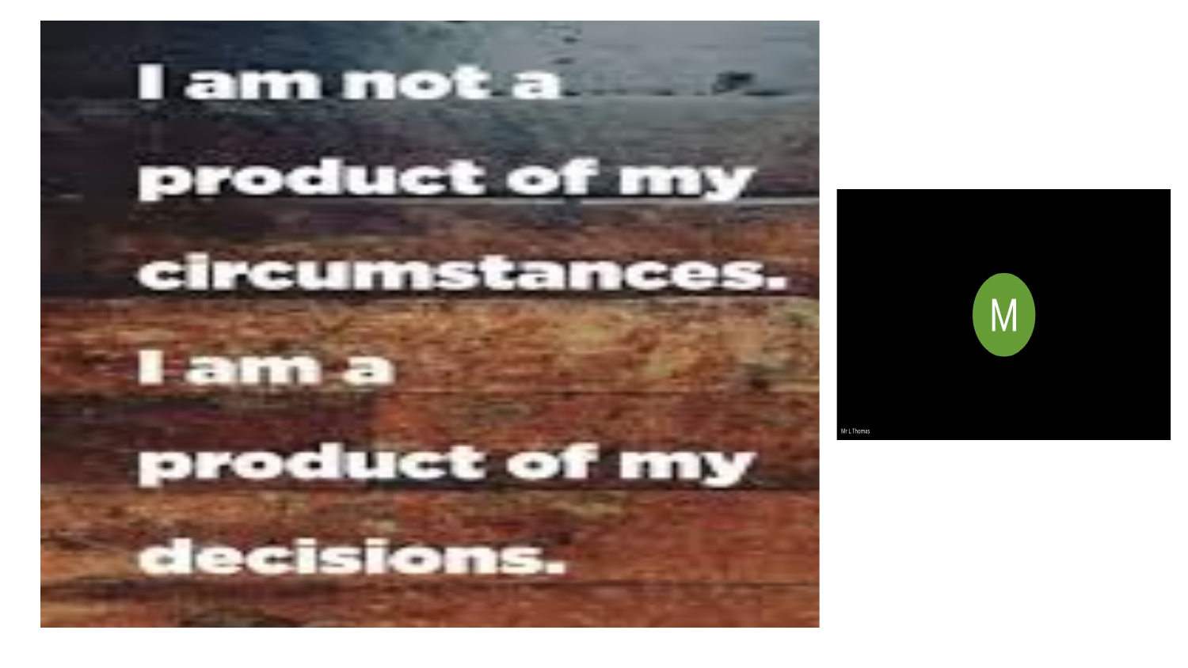I am not a product of my circumstances. I am a product of my decisions.

M

Mr L Thomas